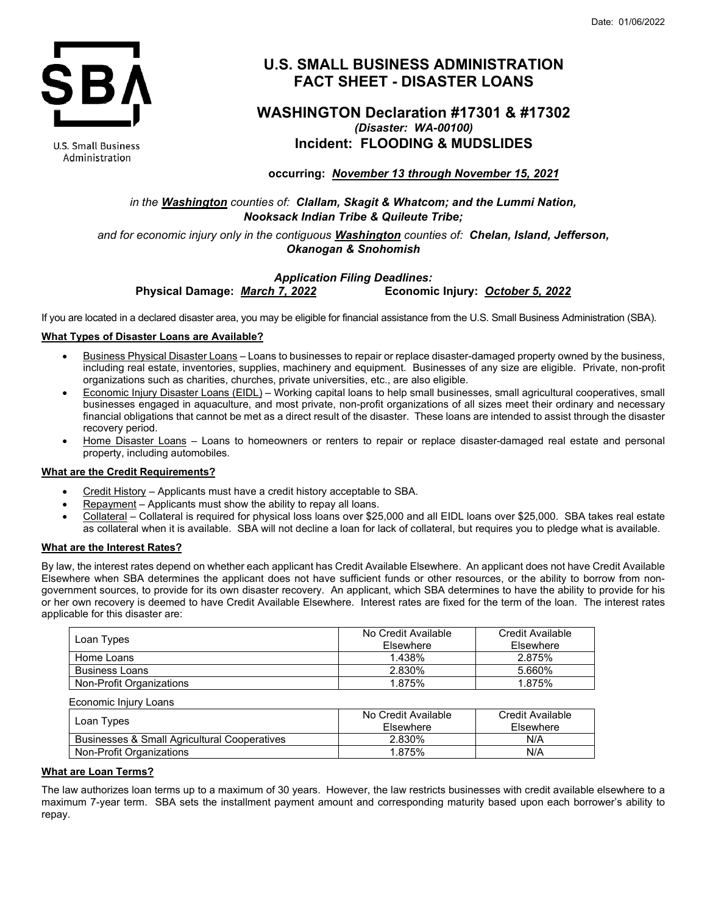Date: 01/06/2022

U.S. Small Business Administration

# U.S. SMALL BUSINESS ADMINISTRATION FACT SHEET - DISASTER LOANS

## WASHINGTON Declaration #17301 & #17302

*(Disaster: WA-00100)*

## Incident: FLOODING & MUDSLIDES

**occurring:** ***November 13 through November 15, 2021***

*in the* ***Washington*** *counties of:* ***Clallam, Skagit & Whatcom; and the Lummi Nation, Nooksack Indian Tribe & Quileute Tribe;***

*and for economic injury only in the contiguous* ***Washington*** *counties of:* ***Chelan, Island, Jefferson, Okanogan & Snohomish***

***Application Filing Deadlines:***

**Physical Damage:** ***March 7, 2022*** **Economic Injury:** ***October 5, 2022***

If you are located in a declared disaster area, you may be eligible for financial assistance from the U.S. Small Business Administration (SBA).

**What Types of Disaster Loans are Available?**

- Business Physical Disaster Loans – Loans to businesses to repair or replace disaster-damaged property owned by the business, including real estate, inventories, supplies, machinery and equipment. Businesses of any size are eligible. Private, non-profit organizations such as charities, churches, private universities, etc., are also eligible.
- Economic Injury Disaster Loans (EIDL) – Working capital loans to help small businesses, small agricultural cooperatives, small businesses engaged in aquaculture, and most private, non-profit organizations of all sizes meet their ordinary and necessary financial obligations that cannot be met as a direct result of the disaster. These loans are intended to assist through the disaster recovery period.
- Home Disaster Loans – Loans to homeowners or renters to repair or replace disaster-damaged real estate and personal property, including automobiles.

**What are the Credit Requirements?**

- Credit History – Applicants must have a credit history acceptable to SBA.
- Repayment – Applicants must show the ability to repay all loans.
- Collateral – Collateral is required for physical loss loans over $25,000 and all EIDL loans over $25,000. SBA takes real estate as collateral when it is available. SBA will not decline a loan for lack of collateral, but requires you to pledge what is available.

**What are the Interest Rates?**

By law, the interest rates depend on whether each applicant has Credit Available Elsewhere. An applicant does not have Credit Available Elsewhere when SBA determines the applicant does not have sufficient funds or other resources, or the ability to borrow from non-government sources, to provide for its own disaster recovery. An applicant, which SBA determines to have the ability to provide for his or her own recovery is deemed to have Credit Available Elsewhere. Interest rates are fixed for the term of the loan. The interest rates applicable for this disaster are:

| Loan Types | No Credit Available Elsewhere | Credit Available Elsewhere |
|---|---|---|
| Home Loans | 1.438% | 2.875% |
| Business Loans | 2.830% | 5.660% |
| Non-Profit Organizations | 1.875% | 1.875% |

Economic Injury Loans

| Loan Types | No Credit Available Elsewhere | Credit Available Elsewhere |
|---|---|---|
| Businesses & Small Agricultural Cooperatives | 2.830% | N/A |
| Non-Profit Organizations | 1.875% | N/A |

**What are Loan Terms?**

The law authorizes loan terms up to a maximum of 30 years. However, the law restricts businesses with credit available elsewhere to a maximum 7-year term. SBA sets the installment payment amount and corresponding maturity based upon each borrower's ability to repay.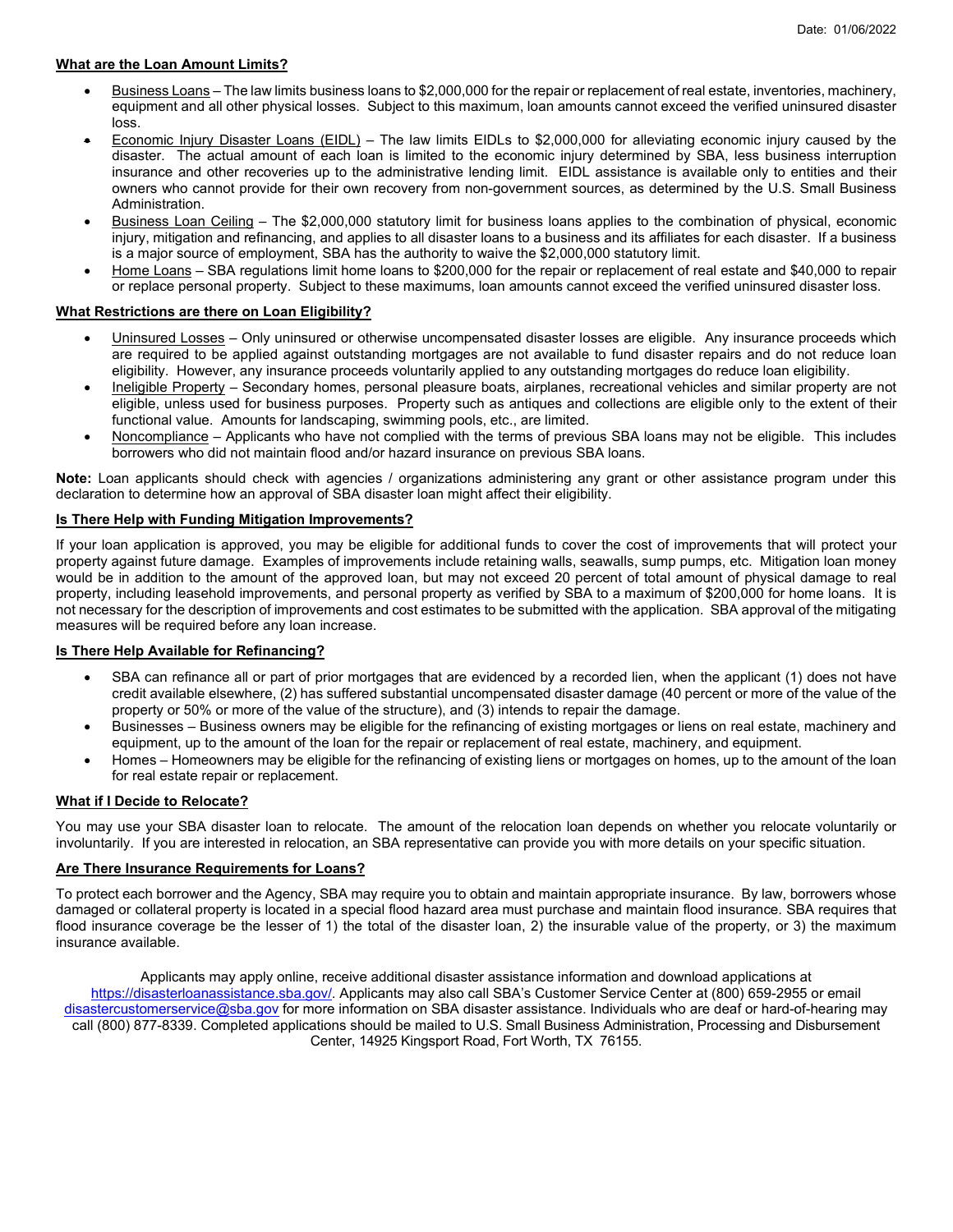Date: 01/06/2022

**What are the Loan Amount Limits?**

- Business Loans – The law limits business loans to $2,000,000 for the repair or replacement of real estate, inventories, machinery, equipment and all other physical losses. Subject to this maximum, loan amounts cannot exceed the verified uninsured disaster loss.
- Economic Injury Disaster Loans (EIDL) – The law limits EIDLs to $2,000,000 for alleviating economic injury caused by the disaster. The actual amount of each loan is limited to the economic injury determined by SBA, less business interruption insurance and other recoveries up to the administrative lending limit. EIDL assistance is available only to entities and their owners who cannot provide for their own recovery from non-government sources, as determined by the U.S. Small Business Administration.
- Business Loan Ceiling – The $2,000,000 statutory limit for business loans applies to the combination of physical, economic injury, mitigation and refinancing, and applies to all disaster loans to a business and its affiliates for each disaster. If a business is a major source of employment, SBA has the authority to waive the $2,000,000 statutory limit.
- Home Loans – SBA regulations limit home loans to $200,000 for the repair or replacement of real estate and $40,000 to repair or replace personal property. Subject to these maximums, loan amounts cannot exceed the verified uninsured disaster loss.

**What Restrictions are there on Loan Eligibility?**

- Uninsured Losses – Only uninsured or otherwise uncompensated disaster losses are eligible. Any insurance proceeds which are required to be applied against outstanding mortgages are not available to fund disaster repairs and do not reduce loan eligibility. However, any insurance proceeds voluntarily applied to any outstanding mortgages do reduce loan eligibility.
- Ineligible Property – Secondary homes, personal pleasure boats, airplanes, recreational vehicles and similar property are not eligible, unless used for business purposes. Property such as antiques and collections are eligible only to the extent of their functional value. Amounts for landscaping, swimming pools, etc., are limited.
- Noncompliance – Applicants who have not complied with the terms of previous SBA loans may not be eligible. This includes borrowers who did not maintain flood and/or hazard insurance on previous SBA loans.

**Note:** Loan applicants should check with agencies / organizations administering any grant or other assistance program under this declaration to determine how an approval of SBA disaster loan might affect their eligibility.

**Is There Help with Funding Mitigation Improvements?**

If your loan application is approved, you may be eligible for additional funds to cover the cost of improvements that will protect your property against future damage. Examples of improvements include retaining walls, seawalls, sump pumps, etc. Mitigation loan money would be in addition to the amount of the approved loan, but may not exceed 20 percent of total amount of physical damage to real property, including leasehold improvements, and personal property as verified by SBA to a maximum of $200,000 for home loans. It is not necessary for the description of improvements and cost estimates to be submitted with the application. SBA approval of the mitigating measures will be required before any loan increase.

**Is There Help Available for Refinancing?**

- SBA can refinance all or part of prior mortgages that are evidenced by a recorded lien, when the applicant (1) does not have credit available elsewhere, (2) has suffered substantial uncompensated disaster damage (40 percent or more of the value of the property or 50% or more of the value of the structure), and (3) intends to repair the damage.
- Businesses – Business owners may be eligible for the refinancing of existing mortgages or liens on real estate, machinery and equipment, up to the amount of the loan for the repair or replacement of real estate, machinery, and equipment.
- Homes – Homeowners may be eligible for the refinancing of existing liens or mortgages on homes, up to the amount of the loan for real estate repair or replacement.

**What if I Decide to Relocate?**

You may use your SBA disaster loan to relocate. The amount of the relocation loan depends on whether you relocate voluntarily or involuntarily. If you are interested in relocation, an SBA representative can provide you with more details on your specific situation.

**Are There Insurance Requirements for Loans?**

To protect each borrower and the Agency, SBA may require you to obtain and maintain appropriate insurance. By law, borrowers whose damaged or collateral property is located in a special flood hazard area must purchase and maintain flood insurance. SBA requires that flood insurance coverage be the lesser of 1) the total of the disaster loan, 2) the insurable value of the property, or 3) the maximum insurance available.

Applicants may apply online, receive additional disaster assistance information and download applications at https://disasterloanassistance.sba.gov/. Applicants may also call SBA's Customer Service Center at (800) 659-2955 or email disastercustomerservice@sba.gov for more information on SBA disaster assistance. Individuals who are deaf or hard-of-hearing may call (800) 877-8339. Completed applications should be mailed to U.S. Small Business Administration, Processing and Disbursement Center, 14925 Kingsport Road, Fort Worth, TX 76155.